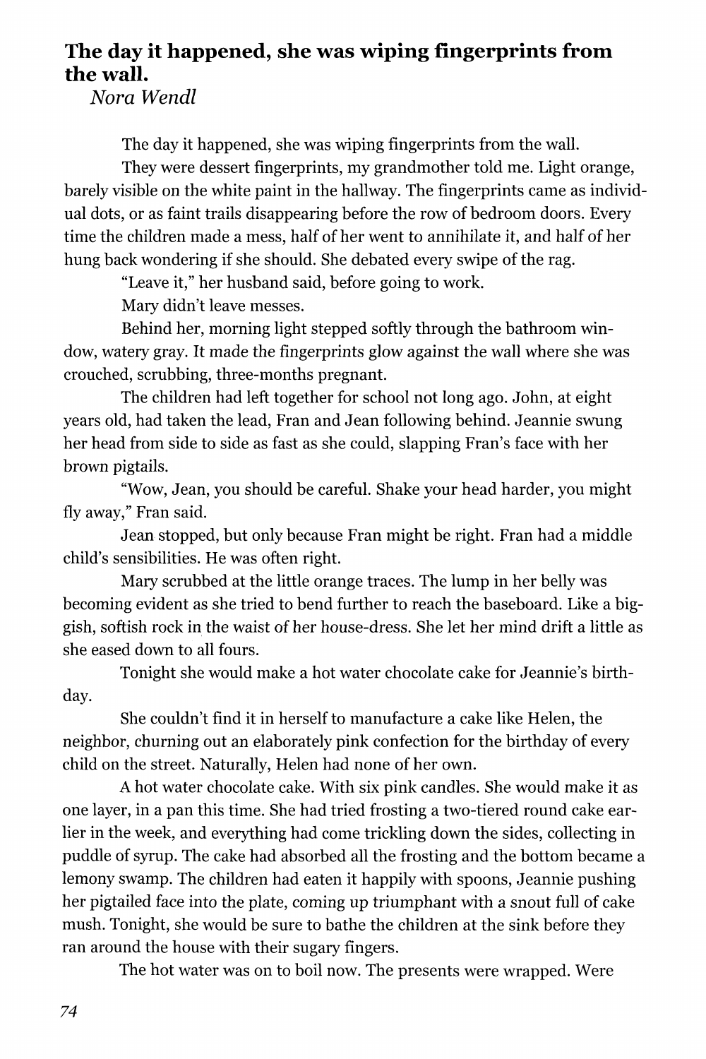## The day it happened, she was wiping fingerprints from the wall.

*Nora Wendl*

The day it happened, she was wiping fingerprints from the wall.

They were dessert fingerprints, my grandmother told me. Light orange, barely visible on the white paint in the hallway. The fingerprints came as individual dots, or as faint trails disappearing before the row of bedroom doors. Every time the children made a mess, half of her went to annihilate it, and half of her hung back wondering if she should. She debated every swipe of the rag.

"Leave it," her husband said, before going to work.

Mary didn't leave messes.

Behind her, morning light stepped softly through the bathroom window, watery gray. It made the fingerprints glow against the wall where she was crouched, scrubbing, three-months pregnant.

The children had left together for school not long ago. John, at eight years old, had taken the lead, Fran and Jean following behind. Jeannie swung her head from side to side as fast as she could, slapping Fran's face with her brown pigtails.

"Wow, Jean, you should be careful. Shake your head harder, you might fly away," Fran said.

Jean stopped, but only because Fran might be right. Fran had a middle child's sensibilities. He was often right.

Mary scrubbed at the little orange traces. The lump in her belly was becoming evident as she tried to bend further to reach the baseboard. Like a biggish, softish rock in the waist of her house-dress. She let her mind drift a little as she eased down to all fours.

Tonight she would make a hot water chocolate cake for Jeannie's birthday.

She couldn't find it in herself to manufacture a cake like Helen, the neighbor, churning out an elaborately pink confection for the birthday of every child on the street. Naturally, Helen had none of her own.

A hot water chocolate cake. With six pink candles. She would make it as one layer, in a pan this time. She had tried frosting a two-tiered round cake earlier in the week, and everything had come trickling down the sides, collecting in puddle of syrup. The cake had absorbed all the frosting and the bottom became a lemony swamp. The children had eaten it happily with spoons, Jeannie pushing her pigtailed face into the plate, coming up triumphant with a snout full of cake mush. Tonight, she would be sure to bathe the children at the sink before they ran around the house with their sugary fingers.

The hot water was on to boil now. The presents were wrapped. Were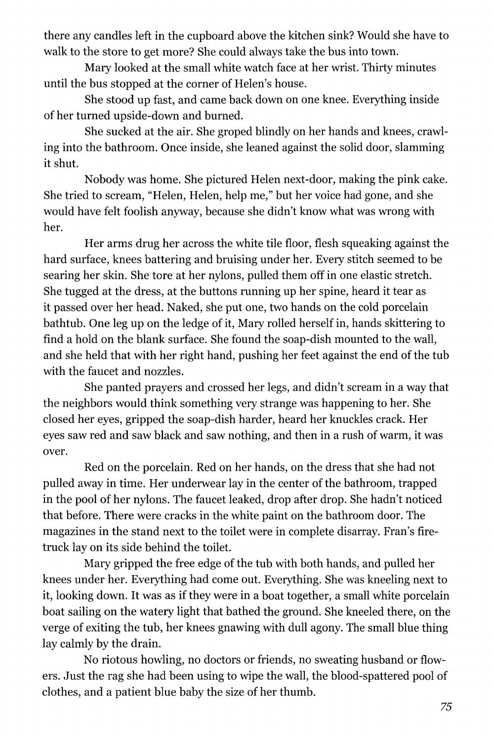there any candles left in the cupboard above the kitchen sink? Would she have to walk to the store to get more? She could always take the bus into town.

Mary looked at the small white watch face at her wrist. Thirty minutes until the bus stopped at the corner of Helen's house.

She stood up fast, and came back down on one knee. Everything inside of her turned upside-down and burned.

She sucked at the air. She groped blindly on her hands and knees, crawling into the bathroom. Once inside, she leaned against the solid door, slamming it shut.

Nobody was home. She pictured Helen next-door, making the pink cake. She tried to scream, "Helen, Helen, help me," but her voice had gone, and she would have felt foolish anyway, because she didn't know what was wrong with her.

Her arms drug her across the white tile floor, flesh squeaking against the hard surface, knees battering and bruising under her. Every stitch seemed to be searing her skin. She tore at her nylons, pulled them off in one elastic stretch. She tugged at the dress, at the buttons running up her spine, heard it tear as it passed over her head. Naked, she put one, two hands on the cold porcelain bathtub. One leg up on the ledge of it, Mary rolled herself in, hands skittering to find a hold on the blank surface. She found the soap-dish mounted to the wall, and she held that with her right hand, pushing her feet against the end of the tub with the faucet and nozzles.

She panted prayers and crossed her legs, and didn't scream in a way that the neighbors would think something very strange was happening to her. She closed her eyes, gripped the soap-dish harder, heard her knuckles crack. Her eyes saw red and saw black and saw nothing, and then in a rush of warm, it was over.

Red on the porcelain. Red on her hands, on the dress that she had not pulled away in time. Her underwear lay in the center of the bathroom, trapped in the pool of her nylons. The faucet leaked, drop after drop. She hadn't noticed that before. There were cracks in the white paint on the bathroom door. The magazines in the stand next to the toilet were in complete disarray. Fran's fire-truck lay on its side behind the toilet.

Mary gripped the free edge of the tub with both hands, and pulled her knees under her. Everything had come out. Everything. She was kneeling next to it, looking down. It was as if they were in a boat together, a small white porcelain boat sailing on the watery light that bathed the ground. She kneeled there, on the verge of exiting the tub, her knees gnawing with dull agony. The small blue thing lay calmly by the drain.

No riotous howling, no doctors or friends, no sweating husband or flowers. Just the rag she had been using to wipe the wall, the blood-spattered pool of clothes, and a patient blue baby the size of her thumb.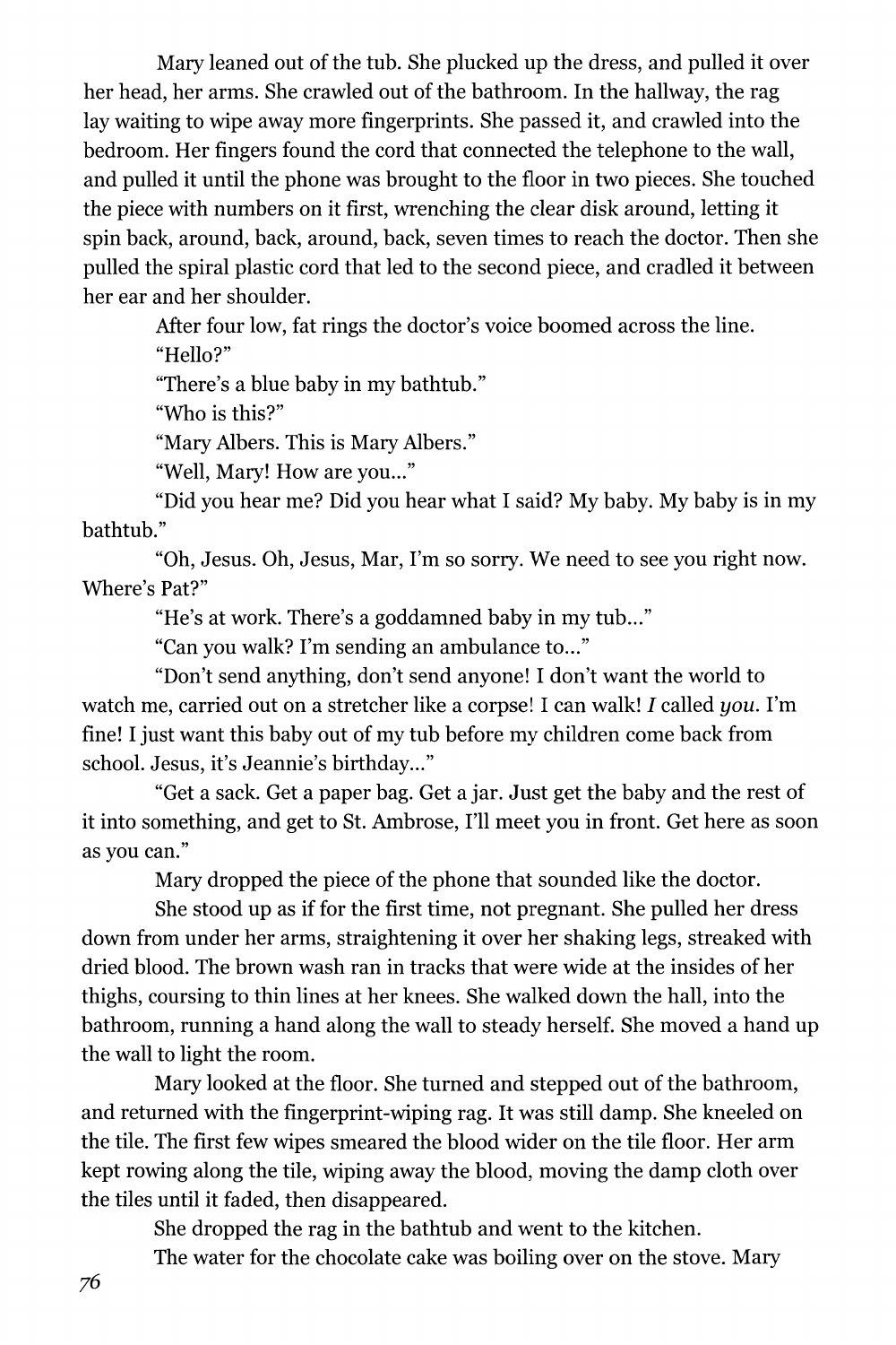Mary leaned out of the tub. She plucked up the dress, and pulled it over her head, her arms. She crawled out of the bathroom. In the hallway, the rag lay waiting to wipe away more fingerprints. She passed it, and crawled into the bedroom. Her fingers found the cord that connected the telephone to the wall, and pulled it until the phone was brought to the floor in two pieces. She touched the piece with numbers on it first, wrenching the clear disk around, letting it spin back, around, back, around, back, seven times to reach the doctor. Then she pulled the spiral plastic cord that led to the second piece, and cradled it between her ear and her shoulder.

After four low, fat rings the doctor's voice boomed across the line.

"Hello?"

"There's a blue baby in my bathtub."

"Who is this?"

"Mary Albers. This is Mary Albers."

"Well, Mary! How are you..."

"Did you hear me? Did you hear what I said? My baby. My baby is in my bathtub."

"Oh, Jesus. Oh, Jesus, Mar, I'm so sorry. We need to see you right now. Where's Pat?"

"He's at work. There's a goddamned baby in my tub..."

"Can you walk? I'm sending an ambulance to..."

"Don't send anything, don't send anyone! I don't want the world to watch me, carried out on a stretcher like a corpse! I can walk! *I* called *you*. I'm fine! I just want this baby out of my tub before my children come back from school. Jesus, it's Jeannie's birthday..."

"Get a sack. Get a paper bag. Get a jar. Just get the baby and the rest of it into something, and get to St. Ambrose, I'll meet you in front. Get here as soon as you can."

Mary dropped the piece of the phone that sounded like the doctor.

She stood up as if for the first time, not pregnant. She pulled her dress down from under her arms, straightening it over her shaking legs, streaked with dried blood. The brown wash ran in tracks that were wide at the insides of her thighs, coursing to thin lines at her knees. She walked down the hall, into the bathroom, running a hand along the wall to steady herself. She moved a hand up the wall to light the room.

Mary looked at the floor. She turned and stepped out of the bathroom, and returned with the fingerprint-wiping rag. It was still damp. She kneeled on the tile. The first few wipes smeared the blood wider on the tile floor. Her arm kept rowing along the tile, wiping away the blood, moving the damp cloth over the tiles until it faded, then disappeared.

She dropped the rag in the bathtub and went to the kitchen.

The water for the chocolate cake was boiling over on the stove. Mary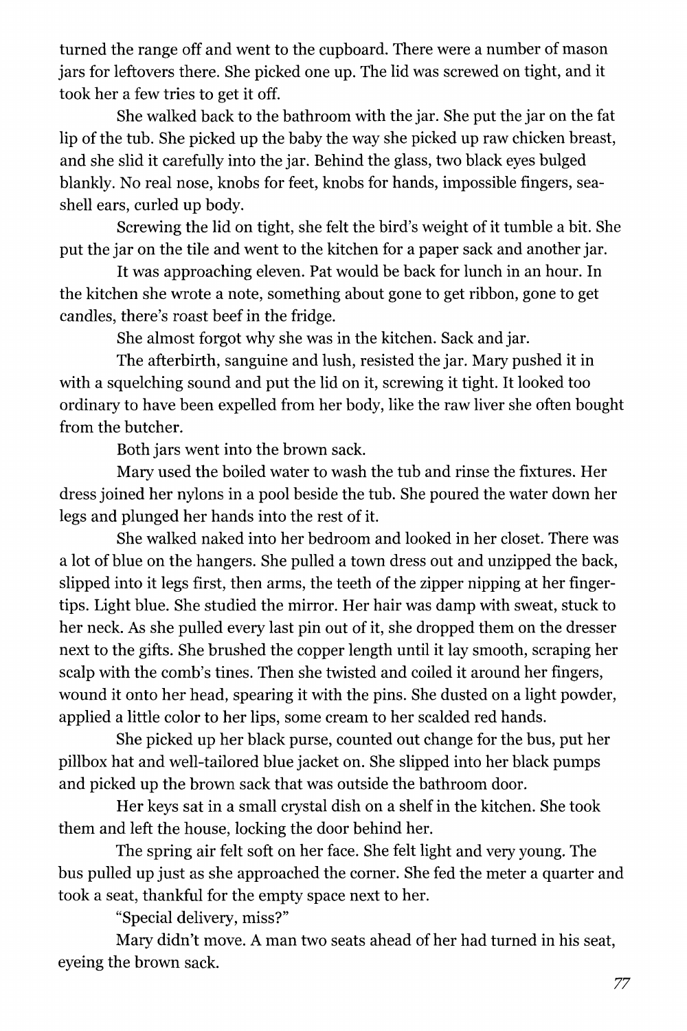turned the range off and went to the cupboard. There were a number of mason jars for leftovers there. She picked one up. The lid was screwed on tight, and it took her a few tries to get it off.

She walked back to the bathroom with the jar. She put the jar on the fat lip of the tub. She picked up the baby the way she picked up raw chicken breast, and she slid it carefully into the jar. Behind the glass, two black eyes bulged blankly. No real nose, knobs for feet, knobs for hands, impossible fingers, sea-shell ears, curled up body.

Screwing the lid on tight, she felt the bird's weight of it tumble a bit. She put the jar on the tile and went to the kitchen for a paper sack and another jar.

It was approaching eleven. Pat would be back for lunch in an hour. In the kitchen she wrote a note, something about gone to get ribbon, gone to get candles, there's roast beef in the fridge.

She almost forgot why she was in the kitchen. Sack and jar.

The afterbirth, sanguine and lush, resisted the jar. Mary pushed it in with a squelching sound and put the lid on it, screwing it tight. It looked too ordinary to have been expelled from her body, like the raw liver she often bought from the butcher.

Both jars went into the brown sack.

Mary used the boiled water to wash the tub and rinse the fixtures. Her dress joined her nylons in a pool beside the tub. She poured the water down her legs and plunged her hands into the rest of it.

She walked naked into her bedroom and looked in her closet. There was a lot of blue on the hangers. She pulled a town dress out and unzipped the back, slipped into it legs first, then arms, the teeth of the zipper nipping at her finger-tips. Light blue. She studied the mirror. Her hair was damp with sweat, stuck to her neck. As she pulled every last pin out of it, she dropped them on the dresser next to the gifts. She brushed the copper length until it lay smooth, scraping her scalp with the comb's tines. Then she twisted and coiled it around her fingers, wound it onto her head, spearing it with the pins. She dusted on a light powder, applied a little color to her lips, some cream to her scalded red hands.

She picked up her black purse, counted out change for the bus, put her pillbox hat and well-tailored blue jacket on. She slipped into her black pumps and picked up the brown sack that was outside the bathroom door.

Her keys sat in a small crystal dish on a shelf in the kitchen. She took them and left the house, locking the door behind her.

The spring air felt soft on her face. She felt light and very young. The bus pulled up just as she approached the corner. She fed the meter a quarter and took a seat, thankful for the empty space next to her.

"Special delivery, miss?"

Mary didn't move. A man two seats ahead of her had turned in his seat, eyeing the brown sack.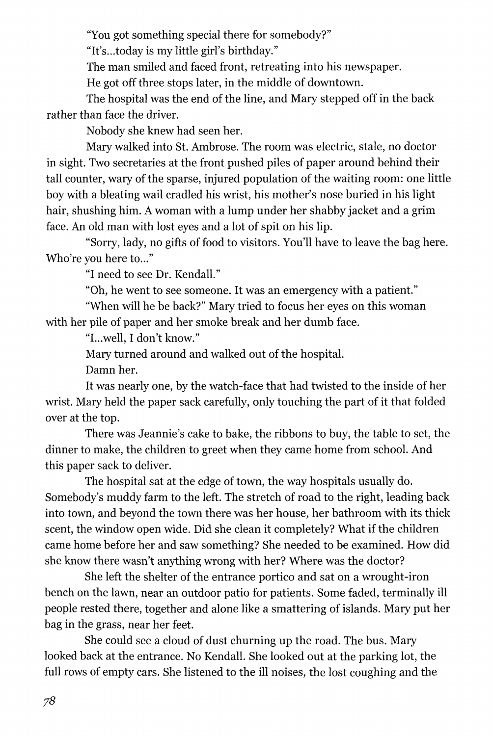"You got something special there for somebody?"

"It's...today is my little girl's birthday."

The man smiled and faced front, retreating into his newspaper.

He got off three stops later, in the middle of downtown.

The hospital was the end of the line, and Mary stepped off in the back rather than face the driver.

Nobody she knew had seen her.

Mary walked into St. Ambrose. The room was electric, stale, no doctor in sight. Two secretaries at the front pushed piles of paper around behind their tall counter, wary of the sparse, injured population of the waiting room: one little boy with a bleating wail cradled his wrist, his mother's nose buried in his light hair, shushing him. A woman with a lump under her shabby jacket and a grim face. An old man with lost eyes and a lot of spit on his lip.

"Sorry, lady, no gifts of food to visitors. You'll have to leave the bag here. Who're you here to..."

"I need to see Dr. Kendall."

"Oh, he went to see someone. It was an emergency with a patient."

"When will he be back?" Mary tried to focus her eyes on this woman with her pile of paper and her smoke break and her dumb face.

"I...well, I don't know."

Mary turned around and walked out of the hospital.

Damn her.

It was nearly one, by the watch-face that had twisted to the inside of her wrist. Mary held the paper sack carefully, only touching the part of it that folded over at the top.

There was Jeannie's cake to bake, the ribbons to buy, the table to set, the dinner to make, the children to greet when they came home from school. And this paper sack to deliver.

The hospital sat at the edge of town, the way hospitals usually do. Somebody's muddy farm to the left. The stretch of road to the right, leading back into town, and beyond the town there was her house, her bathroom with its thick scent, the window open wide. Did she clean it completely? What if the children came home before her and saw something? She needed to be examined. How did she know there wasn't anything wrong with her? Where was the doctor?

She left the shelter of the entrance portico and sat on a wrought-iron bench on the lawn, near an outdoor patio for patients. Some faded, terminally ill people rested there, together and alone like a smattering of islands. Mary put her bag in the grass, near her feet.

She could see a cloud of dust churning up the road. The bus. Mary looked back at the entrance. No Kendall. She looked out at the parking lot, the full rows of empty cars. She listened to the ill noises, the lost coughing and the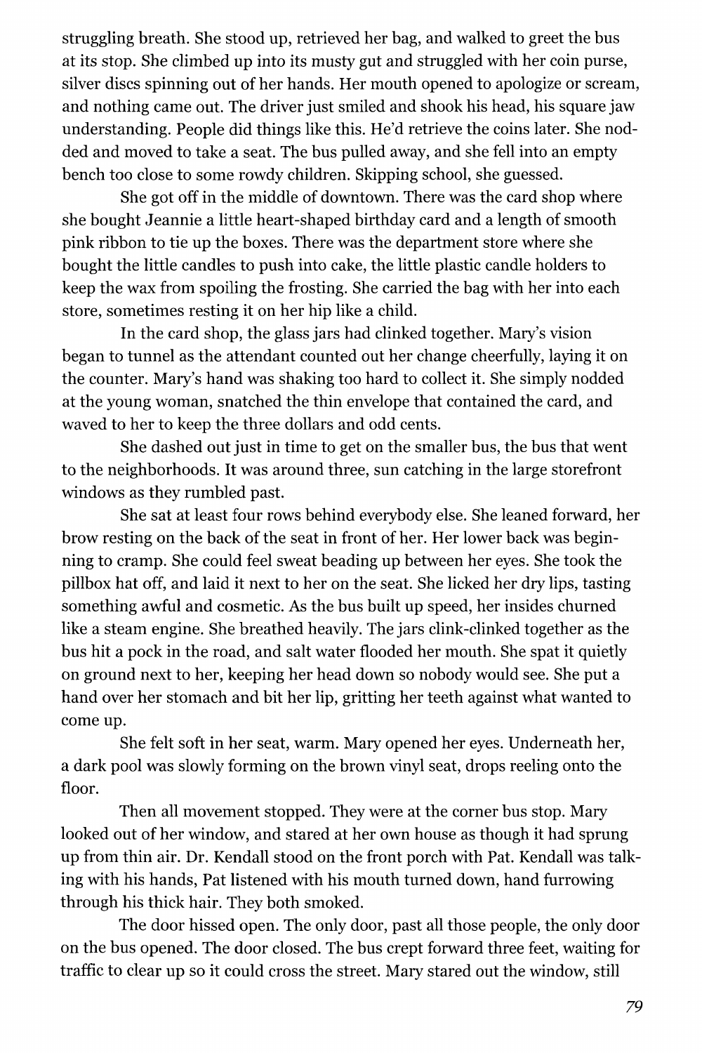struggling breath. She stood up, retrieved her bag, and walked to greet the bus at its stop. She climbed up into its musty gut and struggled with her coin purse, silver discs spinning out of her hands. Her mouth opened to apologize or scream, and nothing came out. The driver just smiled and shook his head, his square jaw understanding. People did things like this. He'd retrieve the coins later. She nodded and moved to take a seat. The bus pulled away, and she fell into an empty bench too close to some rowdy children. Skipping school, she guessed.

She got off in the middle of downtown. There was the card shop where she bought Jeannie a little heart-shaped birthday card and a length of smooth pink ribbon to tie up the boxes. There was the department store where she bought the little candles to push into cake, the little plastic candle holders to keep the wax from spoiling the frosting. She carried the bag with her into each store, sometimes resting it on her hip like a child.

In the card shop, the glass jars had clinked together. Mary's vision began to tunnel as the attendant counted out her change cheerfully, laying it on the counter. Mary's hand was shaking too hard to collect it. She simply nodded at the young woman, snatched the thin envelope that contained the card, and waved to her to keep the three dollars and odd cents.

She dashed out just in time to get on the smaller bus, the bus that went to the neighborhoods. It was around three, sun catching in the large storefront windows as they rumbled past.

She sat at least four rows behind everybody else. She leaned forward, her brow resting on the back of the seat in front of her. Her lower back was beginning to cramp. She could feel sweat beading up between her eyes. She took the pillbox hat off, and laid it next to her on the seat. She licked her dry lips, tasting something awful and cosmetic. As the bus built up speed, her insides churned like a steam engine. She breathed heavily. The jars clink-clinked together as the bus hit a pock in the road, and salt water flooded her mouth. She spat it quietly on ground next to her, keeping her head down so nobody would see. She put a hand over her stomach and bit her lip, gritting her teeth against what wanted to come up.

She felt soft in her seat, warm. Mary opened her eyes. Underneath her, a dark pool was slowly forming on the brown vinyl seat, drops reeling onto the floor.

Then all movement stopped. They were at the corner bus stop. Mary looked out of her window, and stared at her own house as though it had sprung up from thin air. Dr. Kendall stood on the front porch with Pat. Kendall was talking with his hands, Pat listened with his mouth turned down, hand furrowing through his thick hair. They both smoked.

The door hissed open. The only door, past all those people, the only door on the bus opened. The door closed. The bus crept forward three feet, waiting for traffic to clear up so it could cross the street. Mary stared out the window, still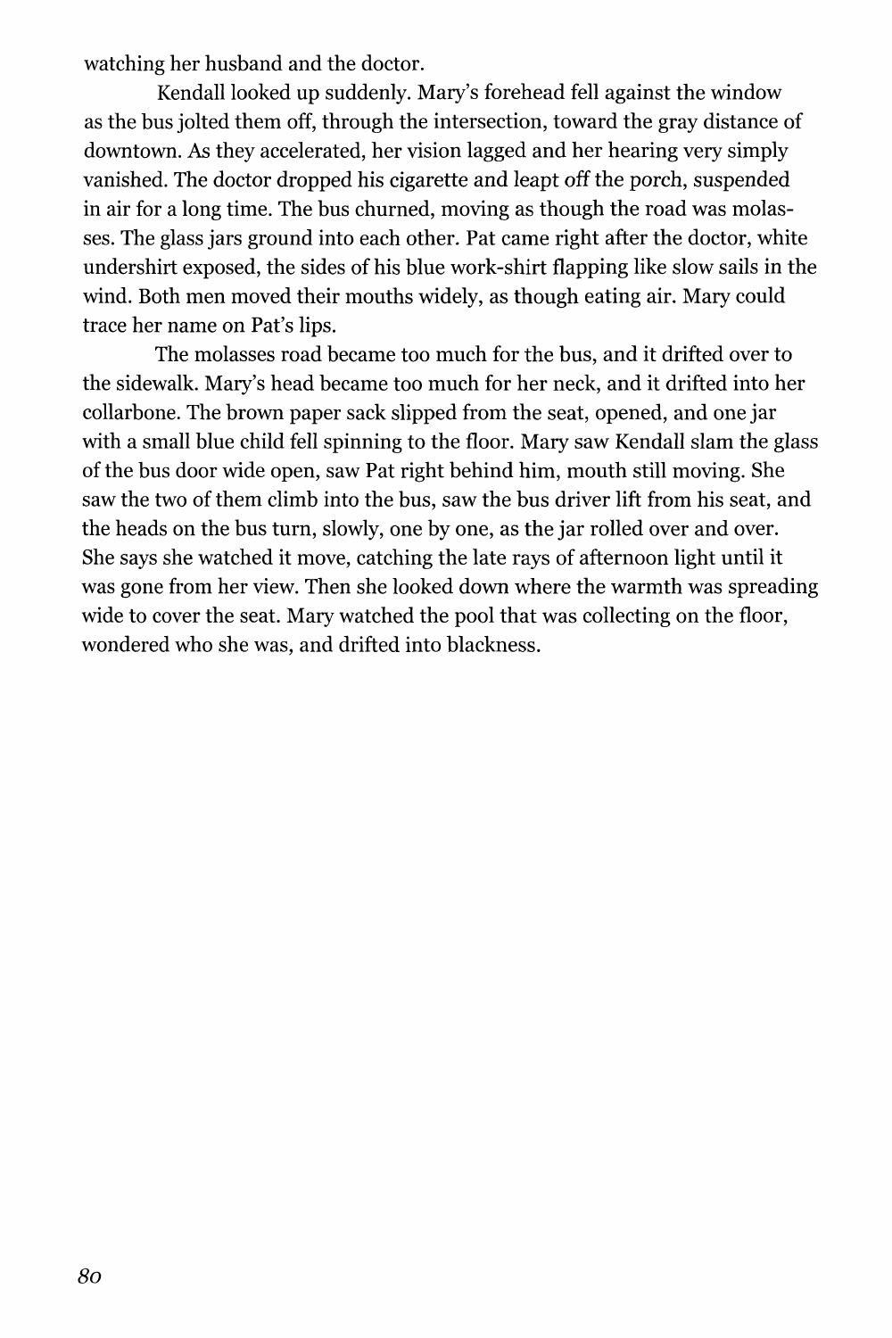watching her husband and the doctor.

Kendall looked up suddenly. Mary's forehead fell against the window as the bus jolted them off, through the intersection, toward the gray distance of downtown. As they accelerated, her vision lagged and her hearing very simply vanished. The doctor dropped his cigarette and leapt off the porch, suspended in air for a long time. The bus churned, moving as though the road was molasses. The glass jars ground into each other. Pat came right after the doctor, white undershirt exposed, the sides of his blue work-shirt flapping like slow sails in the wind. Both men moved their mouths widely, as though eating air. Mary could trace her name on Pat's lips.

The molasses road became too much for the bus, and it drifted over to the sidewalk. Mary's head became too much for her neck, and it drifted into her collarbone. The brown paper sack slipped from the seat, opened, and one jar with a small blue child fell spinning to the floor. Mary saw Kendall slam the glass of the bus door wide open, saw Pat right behind him, mouth still moving. She saw the two of them climb into the bus, saw the bus driver lift from his seat, and the heads on the bus turn, slowly, one by one, as the jar rolled over and over. She says she watched it move, catching the late rays of afternoon light until it was gone from her view. Then she looked down where the warmth was spreading wide to cover the seat. Mary watched the pool that was collecting on the floor, wondered who she was, and drifted into blackness.